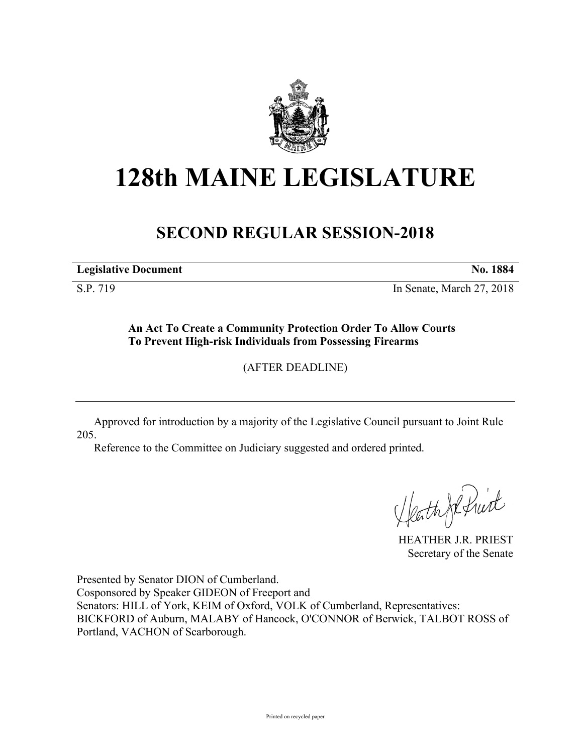# 128th MAINE LEGISLATURE

## SECOND REGULAR SESSION-2018

**Legislative Document** **No. 1884**

S.P. 719 In Senate, March 27, 2018

**An Act To Create a Community Protection Order To Allow Courts To Prevent High-risk Individuals from Possessing Firearms**

(AFTER DEADLINE)

Approved for introduction by a majority of the Legislative Council pursuant to Joint Rule 205.

Reference to the Committee on Judiciary suggested and ordered printed.

HEATHER J.R. PRIEST
Secretary of the Senate

Presented by Senator DION of Cumberland.
Cosponsored by Speaker GIDEON of Freeport and
Senators: HILL of York, KEIM of Oxford, VOLK of Cumberland, Representatives: BICKFORD of Auburn, MALABY of Hancock, O'CONNOR of Berwick, TALBOT ROSS of Portland, VACHON of Scarborough.

Printed on recycled paper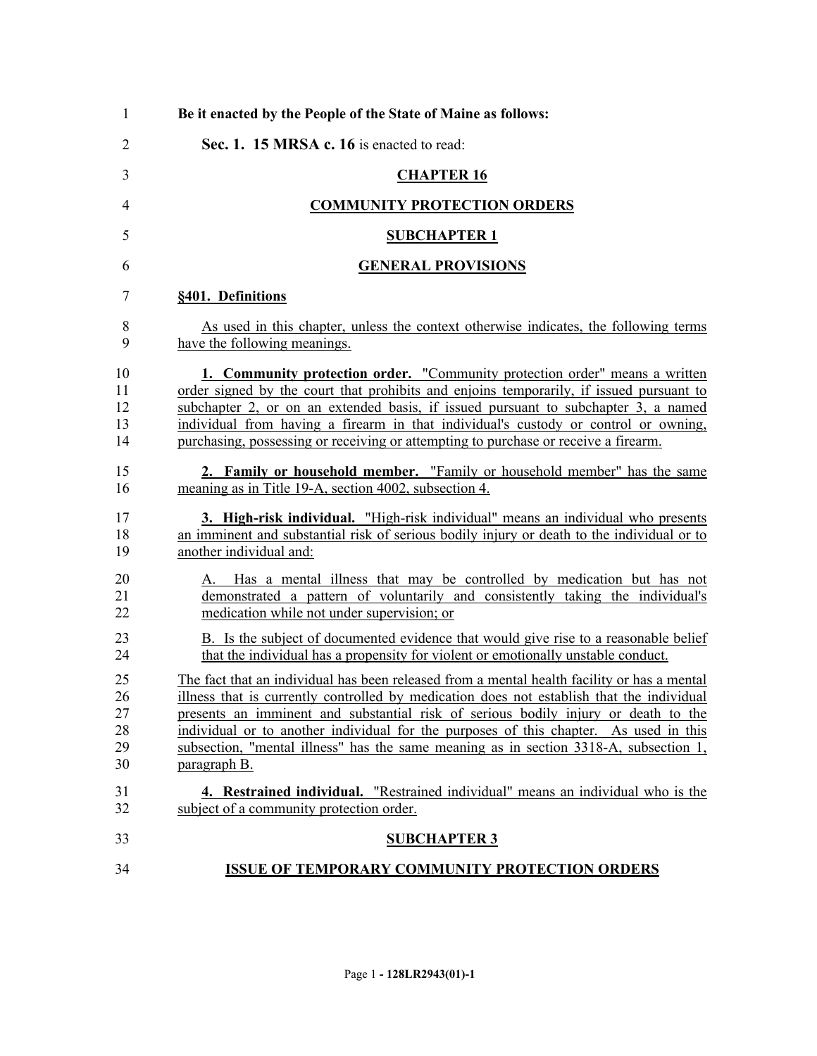**Be it enacted by the People of the State of Maine as follows:**

**Sec. 1. 15 MRSA c. 16** is enacted to read:

## CHAPTER 16

## COMMUNITY PROTECTION ORDERS

### SUBCHAPTER 1

### GENERAL PROVISIONS

**§401. Definitions**

As used in this chapter, unless the context otherwise indicates, the following terms have the following meanings.

**1. Community protection order.** "Community protection order" means a written order signed by the court that prohibits and enjoins temporarily, if issued pursuant to subchapter 2, or on an extended basis, if issued pursuant to subchapter 3, a named individual from having a firearm in that individual's custody or control or owning, purchasing, possessing or receiving or attempting to purchase or receive a firearm.

**2. Family or household member.** "Family or household member" has the same meaning as in Title 19-A, section 4002, subsection 4.

**3. High-risk individual.** "High-risk individual" means an individual who presents an imminent and substantial risk of serious bodily injury or death to the individual or to another individual and:

A. Has a mental illness that may be controlled by medication but has not demonstrated a pattern of voluntarily and consistently taking the individual's medication while not under supervision; or

B. Is the subject of documented evidence that would give rise to a reasonable belief that the individual has a propensity for violent or emotionally unstable conduct.

The fact that an individual has been released from a mental health facility or has a mental illness that is currently controlled by medication does not establish that the individual presents an imminent and substantial risk of serious bodily injury or death to the individual or to another individual for the purposes of this chapter. As used in this subsection, "mental illness" has the same meaning as in section 3318-A, subsection 1, paragraph B.

**4. Restrained individual.** "Restrained individual" means an individual who is the subject of a community protection order.

### SUBCHAPTER 3

### ISSUE OF TEMPORARY COMMUNITY PROTECTION ORDERS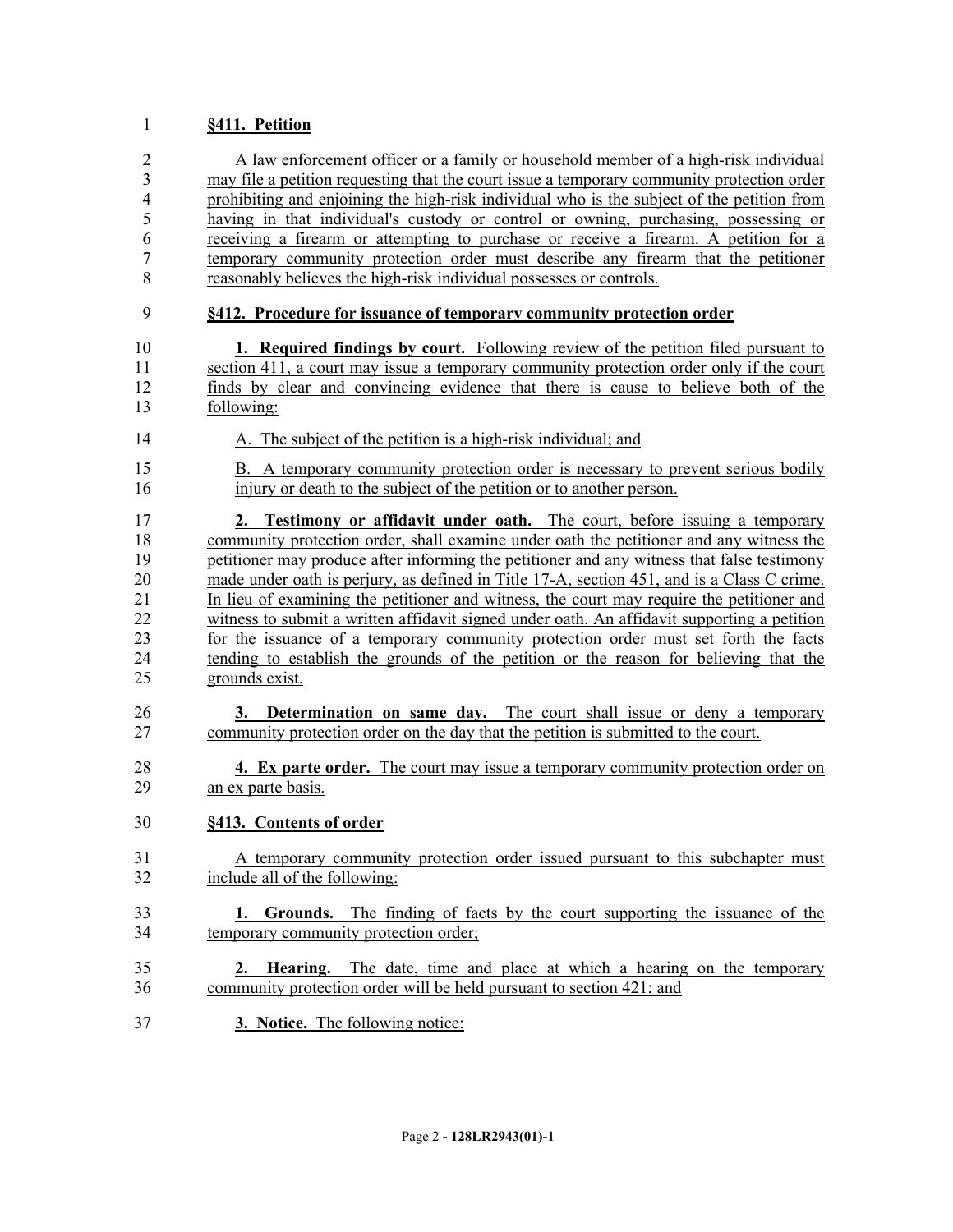**§411. Petition**

A law enforcement officer or a family or household member of a high-risk individual may file a petition requesting that the court issue a temporary community protection order prohibiting and enjoining the high-risk individual who is the subject of the petition from having in that individual's custody or control or owning, purchasing, possessing or receiving a firearm or attempting to purchase or receive a firearm. A petition for a temporary community protection order must describe any firearm that the petitioner reasonably believes the high-risk individual possesses or controls.

**§412. Procedure for issuance of temporary community protection order**

**1. Required findings by court.** Following review of the petition filed pursuant to section 411, a court may issue a temporary community protection order only if the court finds by clear and convincing evidence that there is cause to believe both of the following:

A. The subject of the petition is a high-risk individual; and

B. A temporary community protection order is necessary to prevent serious bodily injury or death to the subject of the petition or to another person.

**2. Testimony or affidavit under oath.** The court, before issuing a temporary community protection order, shall examine under oath the petitioner and any witness the petitioner may produce after informing the petitioner and any witness that false testimony made under oath is perjury, as defined in Title 17-A, section 451, and is a Class C crime. In lieu of examining the petitioner and witness, the court may require the petitioner and witness to submit a written affidavit signed under oath. An affidavit supporting a petition for the issuance of a temporary community protection order must set forth the facts tending to establish the grounds of the petition or the reason for believing that the grounds exist.

**3. Determination on same day.** The court shall issue or deny a temporary community protection order on the day that the petition is submitted to the court.

**4. Ex parte order.** The court may issue a temporary community protection order on an ex parte basis.

**§413. Contents of order**

A temporary community protection order issued pursuant to this subchapter must include all of the following:

**1. Grounds.** The finding of facts by the court supporting the issuance of the temporary community protection order;

**2. Hearing.** The date, time and place at which a hearing on the temporary community protection order will be held pursuant to section 421; and

**3. Notice.** The following notice: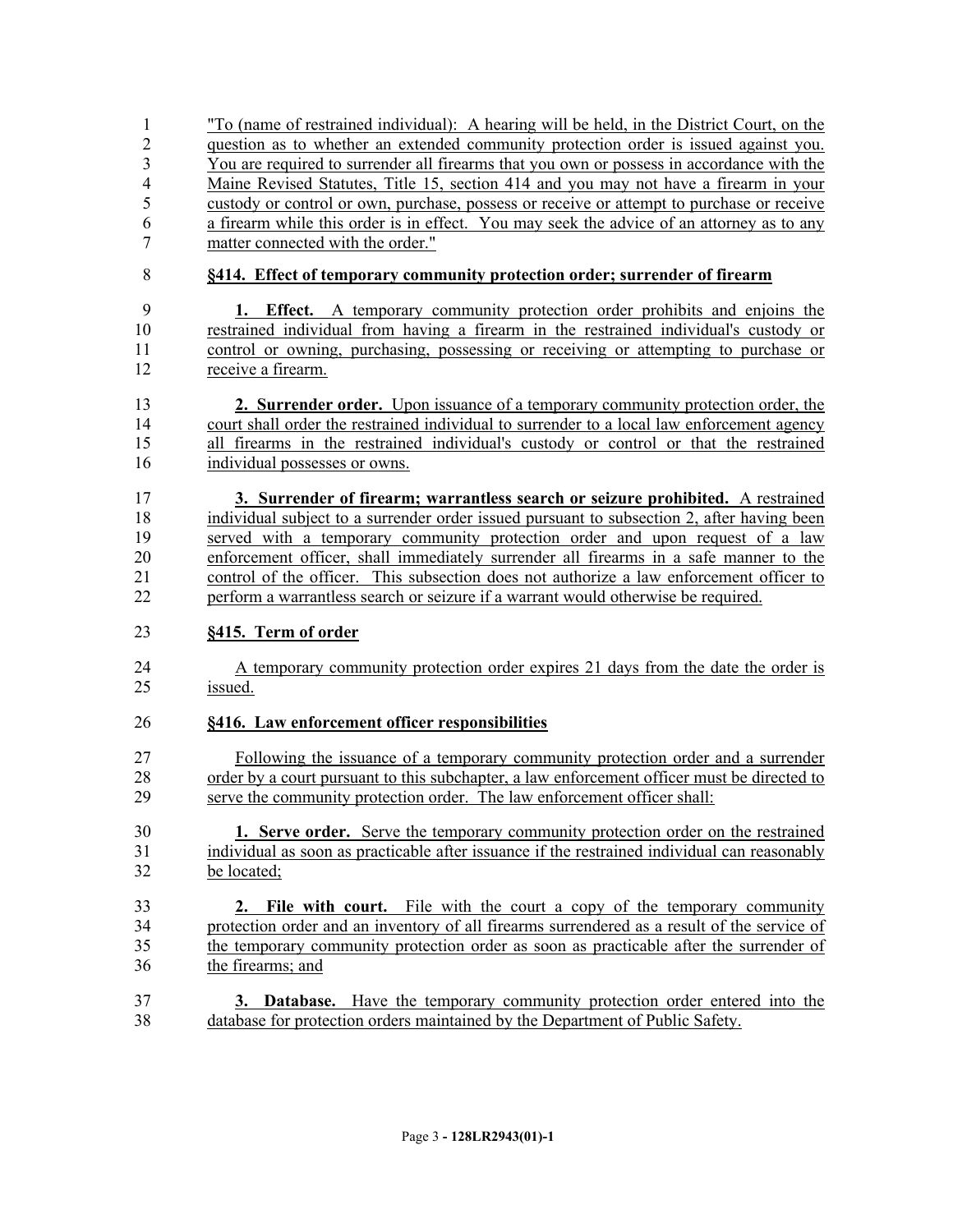"To (name of restrained individual): A hearing will be held, in the District Court, on the question as to whether an extended community protection order is issued against you. You are required to surrender all firearms that you own or possess in accordance with the Maine Revised Statutes, Title 15, section 414 and you may not have a firearm in your custody or control or own, purchase, possess or receive or attempt to purchase or receive a firearm while this order is in effect. You may seek the advice of an attorney as to any matter connected with the order."

**§414. Effect of temporary community protection order; surrender of firearm**

**1. Effect.** A temporary community protection order prohibits and enjoins the restrained individual from having a firearm in the restrained individual's custody or control or owning, purchasing, possessing or receiving or attempting to purchase or receive a firearm.

**2. Surrender order.** Upon issuance of a temporary community protection order, the court shall order the restrained individual to surrender to a local law enforcement agency all firearms in the restrained individual's custody or control or that the restrained individual possesses or owns.

**3. Surrender of firearm; warrantless search or seizure prohibited.** A restrained individual subject to a surrender order issued pursuant to subsection 2, after having been served with a temporary community protection order and upon request of a law enforcement officer, shall immediately surrender all firearms in a safe manner to the control of the officer. This subsection does not authorize a law enforcement officer to perform a warrantless search or seizure if a warrant would otherwise be required.

**§415. Term of order**

A temporary community protection order expires 21 days from the date the order is issued.

**§416. Law enforcement officer responsibilities**

Following the issuance of a temporary community protection order and a surrender order by a court pursuant to this subchapter, a law enforcement officer must be directed to serve the community protection order. The law enforcement officer shall:

**1. Serve order.** Serve the temporary community protection order on the restrained individual as soon as practicable after issuance if the restrained individual can reasonably be located;

**2. File with court.** File with the court a copy of the temporary community protection order and an inventory of all firearms surrendered as a result of the service of the temporary community protection order as soon as practicable after the surrender of the firearms; and

**3. Database.** Have the temporary community protection order entered into the database for protection orders maintained by the Department of Public Safety.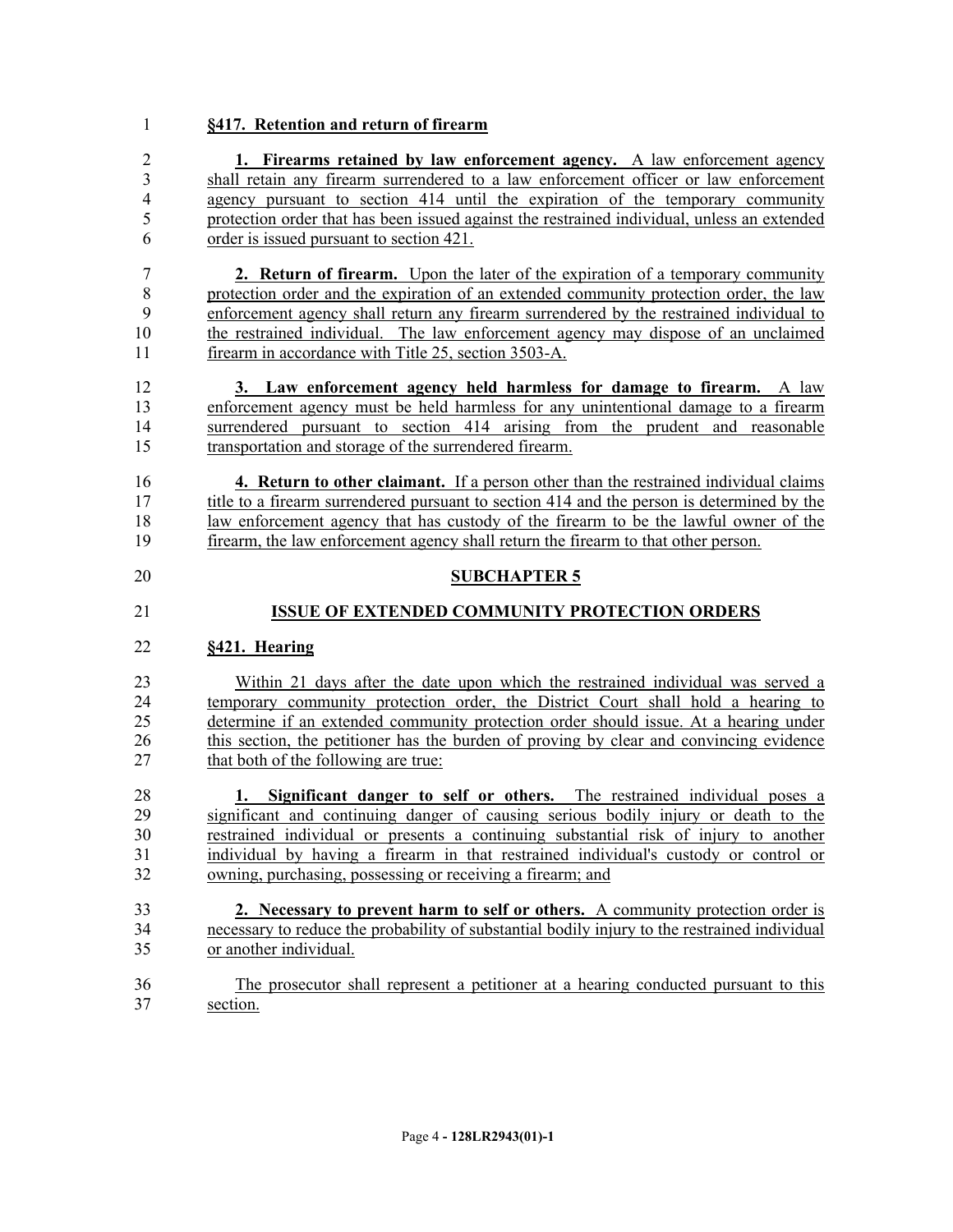**§417. Retention and return of firearm**

**1. Firearms retained by law enforcement agency.** A law enforcement agency shall retain any firearm surrendered to a law enforcement officer or law enforcement agency pursuant to section 414 until the expiration of the temporary community protection order that has been issued against the restrained individual, unless an extended order is issued pursuant to section 421.

**2. Return of firearm.** Upon the later of the expiration of a temporary community protection order and the expiration of an extended community protection order, the law enforcement agency shall return any firearm surrendered by the restrained individual to the restrained individual. The law enforcement agency may dispose of an unclaimed firearm in accordance with Title 25, section 3503-A.

**3. Law enforcement agency held harmless for damage to firearm.** A law enforcement agency must be held harmless for any unintentional damage to a firearm surrendered pursuant to section 414 arising from the prudent and reasonable transportation and storage of the surrendered firearm.

**4. Return to other claimant.** If a person other than the restrained individual claims title to a firearm surrendered pursuant to section 414 and the person is determined by the law enforcement agency that has custody of the firearm to be the lawful owner of the firearm, the law enforcement agency shall return the firearm to that other person.

## SUBCHAPTER 5

## ISSUE OF EXTENDED COMMUNITY PROTECTION ORDERS

**§421. Hearing**

Within 21 days after the date upon which the restrained individual was served a temporary community protection order, the District Court shall hold a hearing to determine if an extended community protection order should issue. At a hearing under this section, the petitioner has the burden of proving by clear and convincing evidence that both of the following are true:

**1. Significant danger to self or others.** The restrained individual poses a significant and continuing danger of causing serious bodily injury or death to the restrained individual or presents a continuing substantial risk of injury to another individual by having a firearm in that restrained individual's custody or control or owning, purchasing, possessing or receiving a firearm; and

**2. Necessary to prevent harm to self or others.** A community protection order is necessary to reduce the probability of substantial bodily injury to the restrained individual or another individual.

The prosecutor shall represent a petitioner at a hearing conducted pursuant to this section.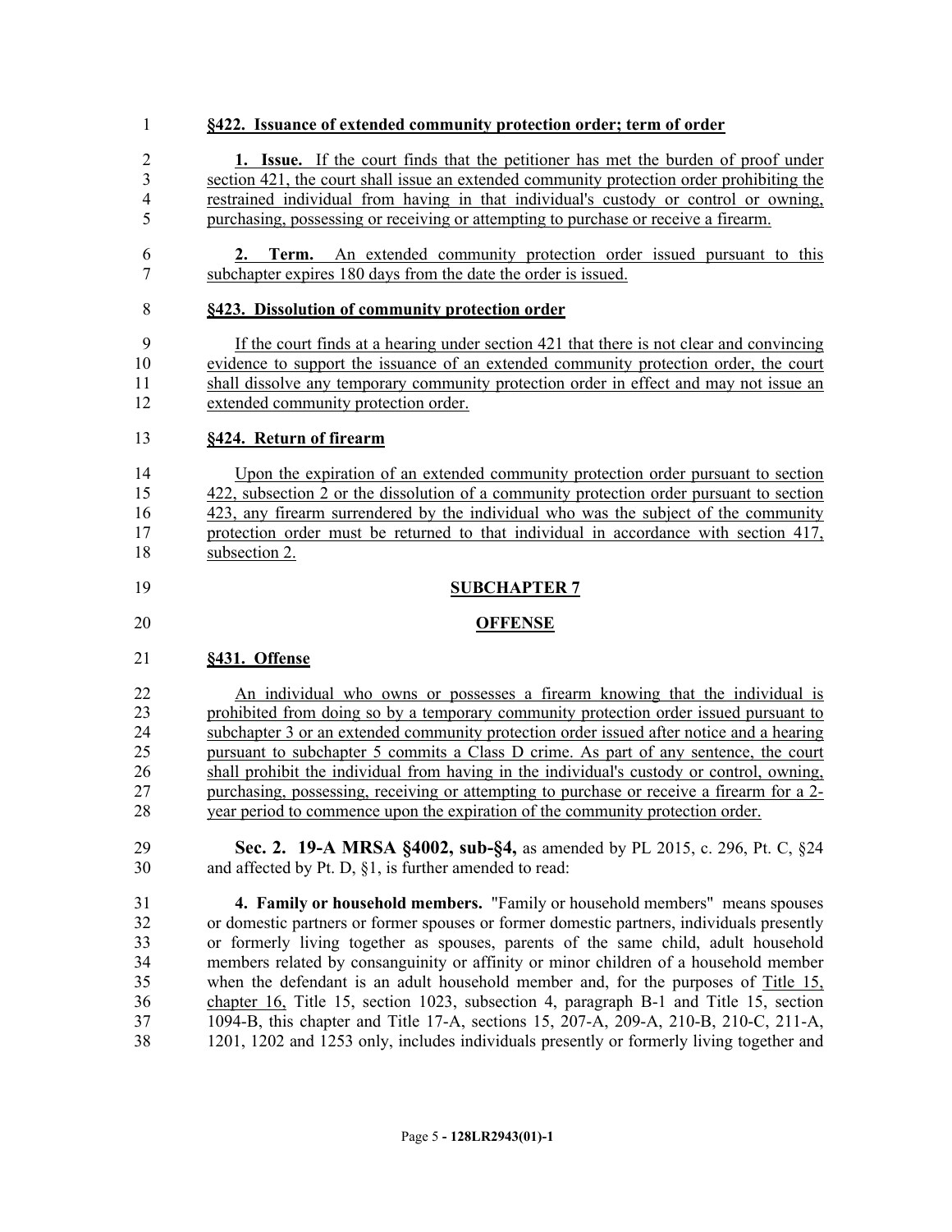**§422. Issuance of extended community protection order; term of order**

**1. Issue.** If the court finds that the petitioner has met the burden of proof under section 421, the court shall issue an extended community protection order prohibiting the restrained individual from having in that individual's custody or control or owning, purchasing, possessing or receiving or attempting to purchase or receive a firearm.

**2. Term.** An extended community protection order issued pursuant to this subchapter expires 180 days from the date the order is issued.

**§423. Dissolution of community protection order**

If the court finds at a hearing under section 421 that there is not clear and convincing evidence to support the issuance of an extended community protection order, the court shall dissolve any temporary community protection order in effect and may not issue an extended community protection order.

**§424. Return of firearm**

Upon the expiration of an extended community protection order pursuant to section 422, subsection 2 or the dissolution of a community protection order pursuant to section 423, any firearm surrendered by the individual who was the subject of the community protection order must be returned to that individual in accordance with section 417, subsection 2.

**SUBCHAPTER 7**

**OFFENSE**

**§431. Offense**

An individual who owns or possesses a firearm knowing that the individual is prohibited from doing so by a temporary community protection order issued pursuant to subchapter 3 or an extended community protection order issued after notice and a hearing pursuant to subchapter 5 commits a Class D crime. As part of any sentence, the court shall prohibit the individual from having in the individual's custody or control, owning, purchasing, possessing, receiving or attempting to purchase or receive a firearm for a 2-year period to commence upon the expiration of the community protection order.

**Sec. 2. 19-A MRSA §4002, sub-§4,** as amended by PL 2015, c. 296, Pt. C, §24 and affected by Pt. D, §1, is further amended to read:

**4. Family or household members.** "Family or household members" means spouses or domestic partners or former spouses or former domestic partners, individuals presently or formerly living together as spouses, parents of the same child, adult household members related by consanguinity or affinity or minor children of a household member when the defendant is an adult household member and, for the purposes of Title 15, chapter 16, Title 15, section 1023, subsection 4, paragraph B-1 and Title 15, section 1094-B, this chapter and Title 17-A, sections 15, 207-A, 209-A, 210-B, 210-C, 211-A, 1201, 1202 and 1253 only, includes individuals presently or formerly living together and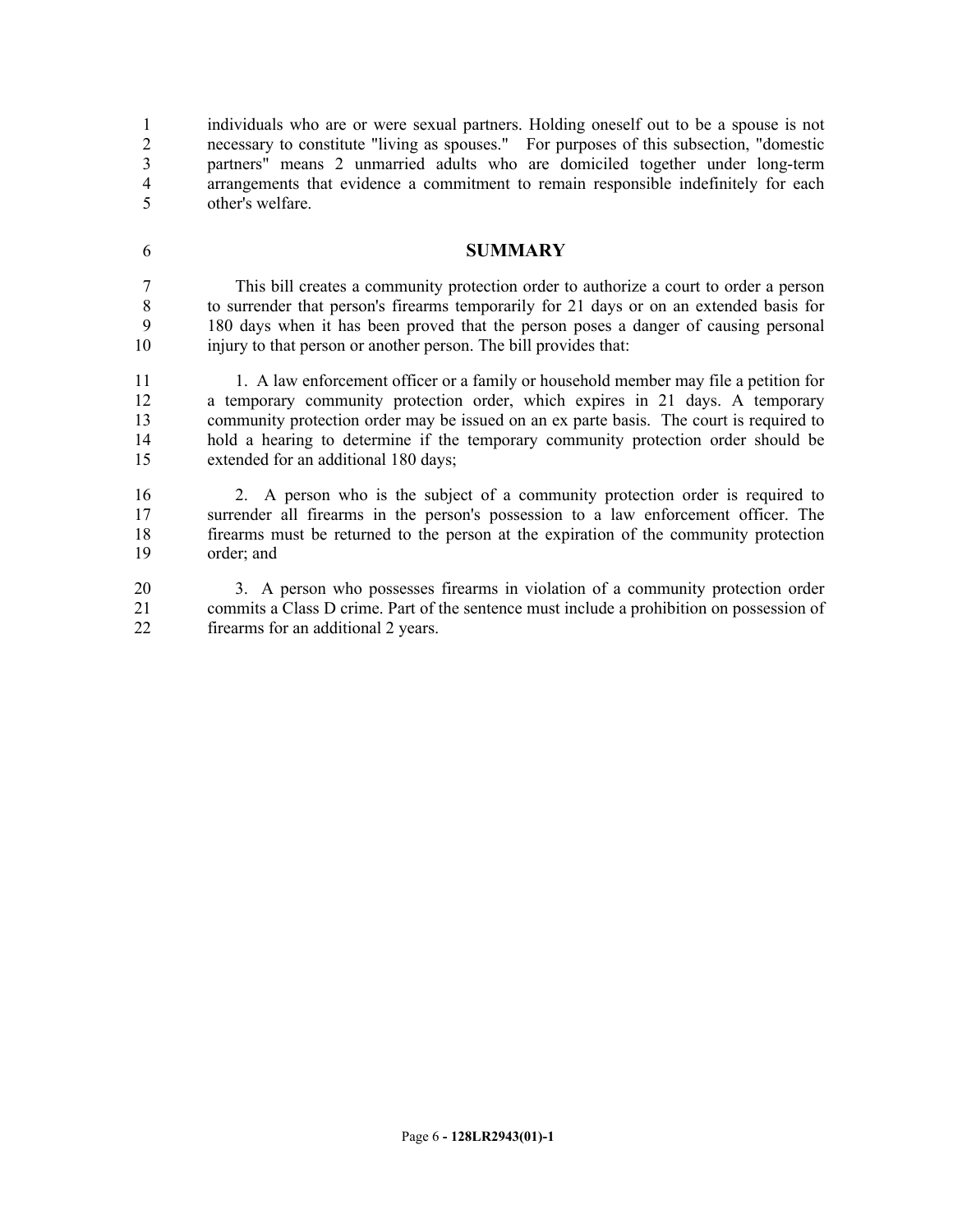individuals who are or were sexual partners. Holding oneself out to be a spouse is not necessary to constitute "living as spouses." For purposes of this subsection, "domestic partners" means 2 unmarried adults who are domiciled together under long-term arrangements that evidence a commitment to remain responsible indefinitely for each other's welfare.

## SUMMARY

This bill creates a community protection order to authorize a court to order a person to surrender that person's firearms temporarily for 21 days or on an extended basis for 180 days when it has been proved that the person poses a danger of causing personal injury to that person or another person. The bill provides that:

1. A law enforcement officer or a family or household member may file a petition for a temporary community protection order, which expires in 21 days. A temporary community protection order may be issued on an ex parte basis. The court is required to hold a hearing to determine if the temporary community protection order should be extended for an additional 180 days;

2. A person who is the subject of a community protection order is required to surrender all firearms in the person's possession to a law enforcement officer. The firearms must be returned to the person at the expiration of the community protection order; and

3. A person who possesses firearms in violation of a community protection order commits a Class D crime. Part of the sentence must include a prohibition on possession of firearms for an additional 2 years.